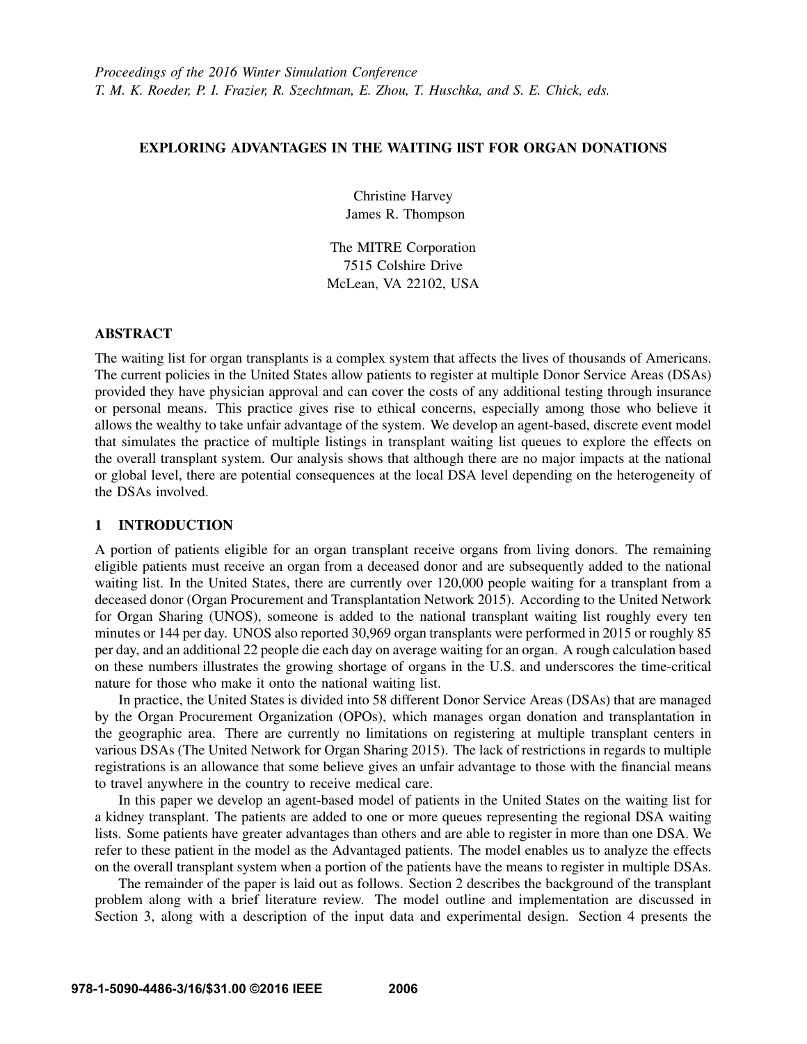*Proceedings of the 2016 Winter Simulation Conference*
*T. M. K. Roeder, P. I. Frazier, R. Szechtman, E. Zhou, T. Huschka, and S. E. Chick, eds.*

# EXPLORING ADVANTAGES IN THE WAITING lIST FOR ORGAN DONATIONS

Christine Harvey
James R. Thompson

The MITRE Corporation
7515 Colshire Drive
McLean, VA 22102, USA

## ABSTRACT

The waiting list for organ transplants is a complex system that affects the lives of thousands of Americans. The current policies in the United States allow patients to register at multiple Donor Service Areas (DSAs) provided they have physician approval and can cover the costs of any additional testing through insurance or personal means. This practice gives rise to ethical concerns, especially among those who believe it allows the wealthy to take unfair advantage of the system. We develop an agent-based, discrete event model that simulates the practice of multiple listings in transplant waiting list queues to explore the effects on the overall transplant system. Our analysis shows that although there are no major impacts at the national or global level, there are potential consequences at the local DSA level depending on the heterogeneity of the DSAs involved.

## 1 INTRODUCTION

A portion of patients eligible for an organ transplant receive organs from living donors. The remaining eligible patients must receive an organ from a deceased donor and are subsequently added to the national waiting list. In the United States, there are currently over 120,000 people waiting for a transplant from a deceased donor (Organ Procurement and Transplantation Network 2015). According to the United Network for Organ Sharing (UNOS), someone is added to the national transplant waiting list roughly every ten minutes or 144 per day. UNOS also reported 30,969 organ transplants were performed in 2015 or roughly 85 per day, and an additional 22 people die each day on average waiting for an organ. A rough calculation based on these numbers illustrates the growing shortage of organs in the U.S. and underscores the time-critical nature for those who make it onto the national waiting list.

In practice, the United States is divided into 58 different Donor Service Areas (DSAs) that are managed by the Organ Procurement Organization (OPOs), which manages organ donation and transplantation in the geographic area. There are currently no limitations on registering at multiple transplant centers in various DSAs (The United Network for Organ Sharing 2015). The lack of restrictions in regards to multiple registrations is an allowance that some believe gives an unfair advantage to those with the financial means to travel anywhere in the country to receive medical care.

In this paper we develop an agent-based model of patients in the United States on the waiting list for a kidney transplant. The patients are added to one or more queues representing the regional DSA waiting lists. Some patients have greater advantages than others and are able to register in more than one DSA. We refer to these patient in the model as the Advantaged patients. The model enables us to analyze the effects on the overall transplant system when a portion of the patients have the means to register in multiple DSAs.

The remainder of the paper is laid out as follows. Section 2 describes the background of the transplant problem along with a brief literature review. The model outline and implementation are discussed in Section 3, along with a description of the input data and experimental design. Section 4 presents the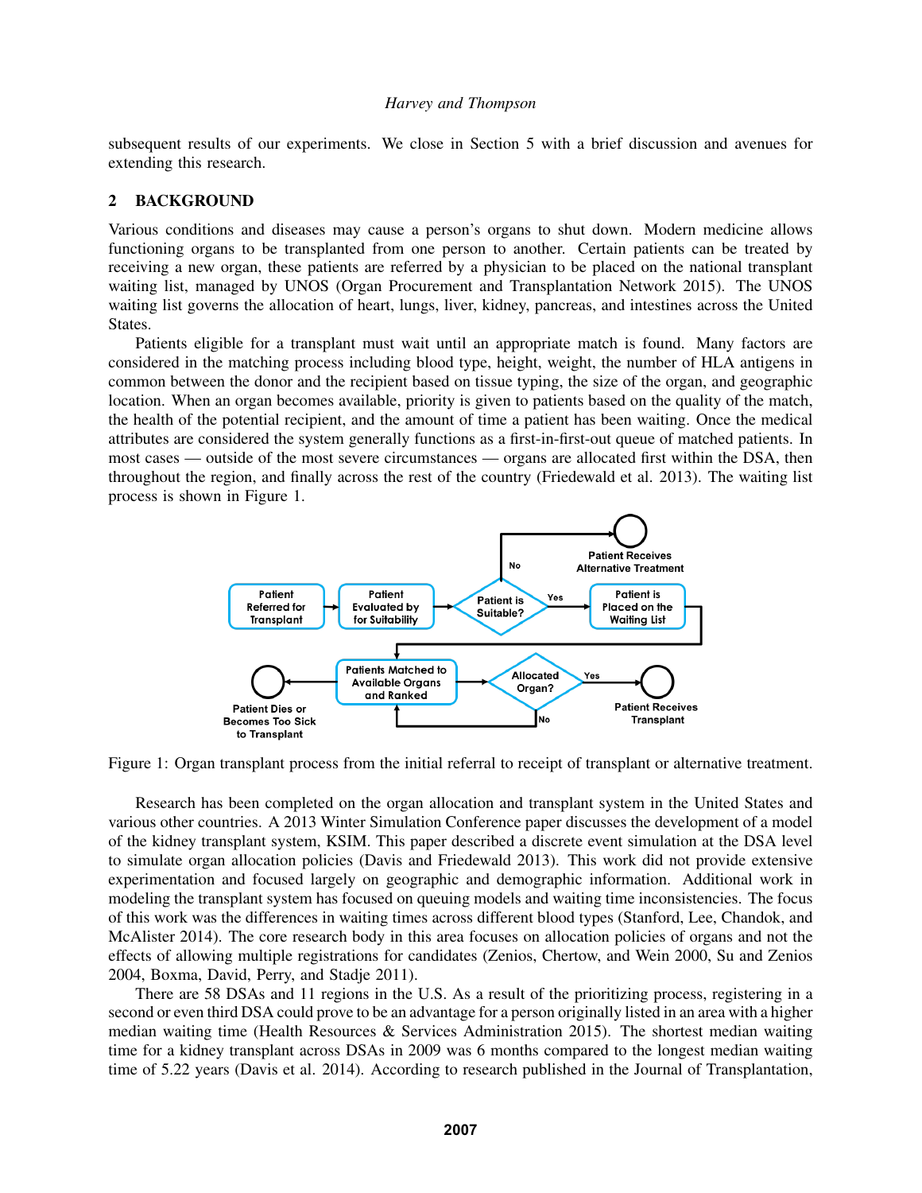subsequent results of our experiments. We close in Section 5 with a brief discussion and avenues for extending this research.

## 2 BACKGROUND

Various conditions and diseases may cause a person's organs to shut down. Modern medicine allows functioning organs to be transplanted from one person to another. Certain patients can be treated by receiving a new organ, these patients are referred by a physician to be placed on the national transplant waiting list, managed by UNOS (Organ Procurement and Transplantation Network 2015). The UNOS waiting list governs the allocation of heart, lungs, liver, kidney, pancreas, and intestines across the United States.

Patients eligible for a transplant must wait until an appropriate match is found. Many factors are considered in the matching process including blood type, height, weight, the number of HLA antigens in common between the donor and the recipient based on tissue typing, the size of the organ, and geographic location. When an organ becomes available, priority is given to patients based on the quality of the match, the health of the potential recipient, and the amount of time a patient has been waiting. Once the medical attributes are considered the system generally functions as a first-in-first-out queue of matched patients. In most cases — outside of the most severe circumstances — organs are allocated first within the DSA, then throughout the region, and finally across the rest of the country (Friedewald et al. 2013). The waiting list process is shown in Figure 1.

Figure 1: Organ transplant process from the initial referral to receipt of transplant or alternative treatment.

Research has been completed on the organ allocation and transplant system in the United States and various other countries. A 2013 Winter Simulation Conference paper discusses the development of a model of the kidney transplant system, KSIM. This paper described a discrete event simulation at the DSA level to simulate organ allocation policies (Davis and Friedewald 2013). This work did not provide extensive experimentation and focused largely on geographic and demographic information. Additional work in modeling the transplant system has focused on queuing models and waiting time inconsistencies. The focus of this work was the differences in waiting times across different blood types (Stanford, Lee, Chandok, and McAlister 2014). The core research body in this area focuses on allocation policies of organs and not the effects of allowing multiple registrations for candidates (Zenios, Chertow, and Wein 2000, Su and Zenios 2004, Boxma, David, Perry, and Stadje 2011).

There are 58 DSAs and 11 regions in the U.S. As a result of the prioritizing process, registering in a second or even third DSA could prove to be an advantage for a person originally listed in an area with a higher median waiting time (Health Resources & Services Administration 2015). The shortest median waiting time for a kidney transplant across DSAs in 2009 was 6 months compared to the longest median waiting time of 5.22 years (Davis et al. 2014). According to research published in the Journal of Transplantation,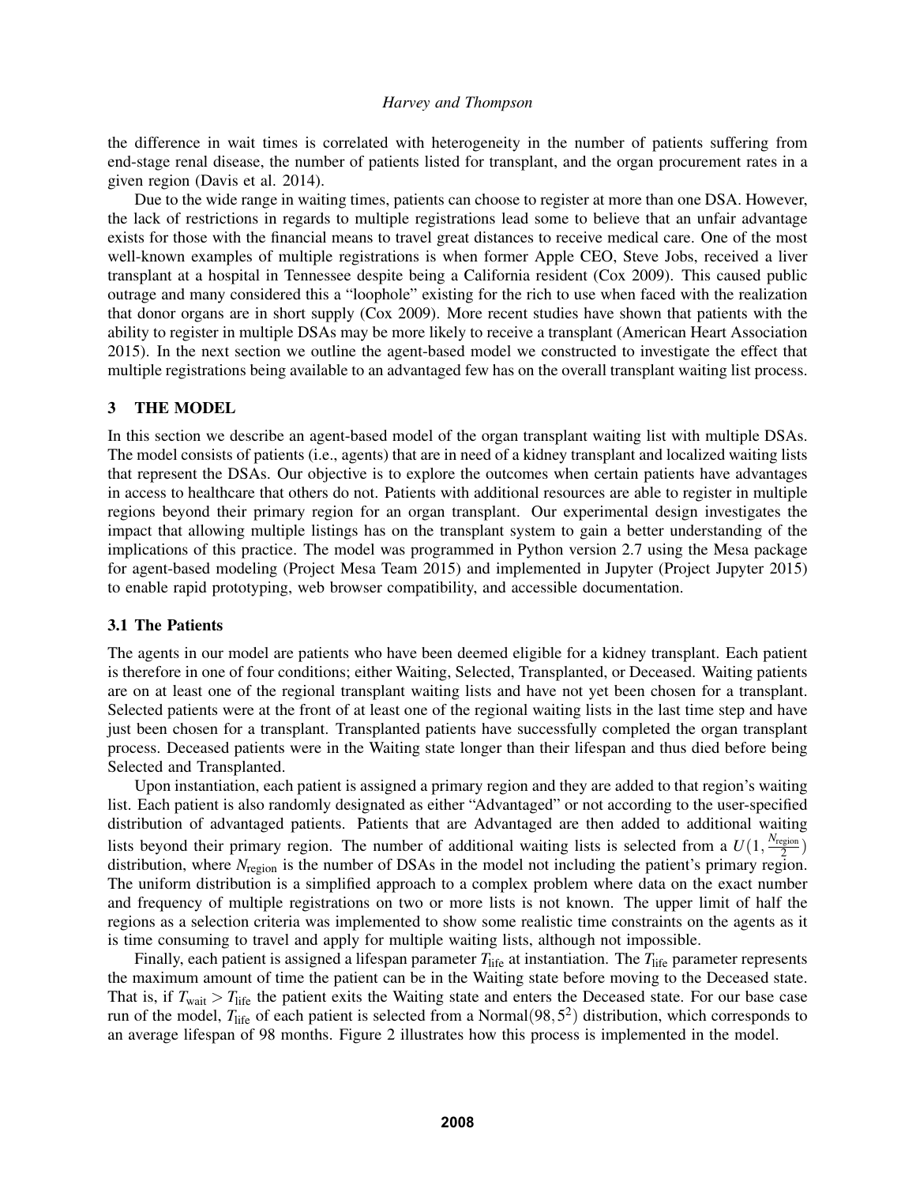the difference in wait times is correlated with heterogeneity in the number of patients suffering from end-stage renal disease, the number of patients listed for transplant, and the organ procurement rates in a given region (Davis et al. 2014).

Due to the wide range in waiting times, patients can choose to register at more than one DSA. However, the lack of restrictions in regards to multiple registrations lead some to believe that an unfair advantage exists for those with the financial means to travel great distances to receive medical care. One of the most well-known examples of multiple registrations is when former Apple CEO, Steve Jobs, received a liver transplant at a hospital in Tennessee despite being a California resident (Cox 2009). This caused public outrage and many considered this a "loophole" existing for the rich to use when faced with the realization that donor organs are in short supply (Cox 2009). More recent studies have shown that patients with the ability to register in multiple DSAs may be more likely to receive a transplant (American Heart Association 2015). In the next section we outline the agent-based model we constructed to investigate the effect that multiple registrations being available to an advantaged few has on the overall transplant waiting list process.

## 3 THE MODEL

In this section we describe an agent-based model of the organ transplant waiting list with multiple DSAs. The model consists of patients (i.e., agents) that are in need of a kidney transplant and localized waiting lists that represent the DSAs. Our objective is to explore the outcomes when certain patients have advantages in access to healthcare that others do not. Patients with additional resources are able to register in multiple regions beyond their primary region for an organ transplant. Our experimental design investigates the impact that allowing multiple listings has on the transplant system to gain a better understanding of the implications of this practice. The model was programmed in Python version 2.7 using the Mesa package for agent-based modeling (Project Mesa Team 2015) and implemented in Jupyter (Project Jupyter 2015) to enable rapid prototyping, web browser compatibility, and accessible documentation.

### 3.1 The Patients

The agents in our model are patients who have been deemed eligible for a kidney transplant. Each patient is therefore in one of four conditions; either Waiting, Selected, Transplanted, or Deceased. Waiting patients are on at least one of the regional transplant waiting lists and have not yet been chosen for a transplant. Selected patients were at the front of at least one of the regional waiting lists in the last time step and have just been chosen for a transplant. Transplanted patients have successfully completed the organ transplant process. Deceased patients were in the Waiting state longer than their lifespan and thus died before being Selected and Transplanted.

Upon instantiation, each patient is assigned a primary region and they are added to that region's waiting list. Each patient is also randomly designated as either "Advantaged" or not according to the user-specified distribution of advantaged patients. Patients that are Advantaged are then added to additional waiting lists beyond their primary region. The number of additional waiting lists is selected from a $U(1, \frac{N_{\text{region}}}{2})$ distribution, where $N_{\text{region}}$ is the number of DSAs in the model not including the patient's primary region. The uniform distribution is a simplified approach to a complex problem where data on the exact number and frequency of multiple registrations on two or more lists is not known. The upper limit of half the regions as a selection criteria was implemented to show some realistic time constraints on the agents as it is time consuming to travel and apply for multiple waiting lists, although not impossible.

Finally, each patient is assigned a lifespan parameter $T_{\text{life}}$ at instantiation. The $T_{\text{life}}$ parameter represents the maximum amount of time the patient can be in the Waiting state before moving to the Deceased state. That is, if $T_{\text{wait}} > T_{\text{life}}$ the patient exits the Waiting state and enters the Deceased state. For our base case run of the model, $T_{\text{life}}$ of each patient is selected from a $\text{Normal}(98, 5^2)$ distribution, which corresponds to an average lifespan of 98 months. Figure 2 illustrates how this process is implemented in the model.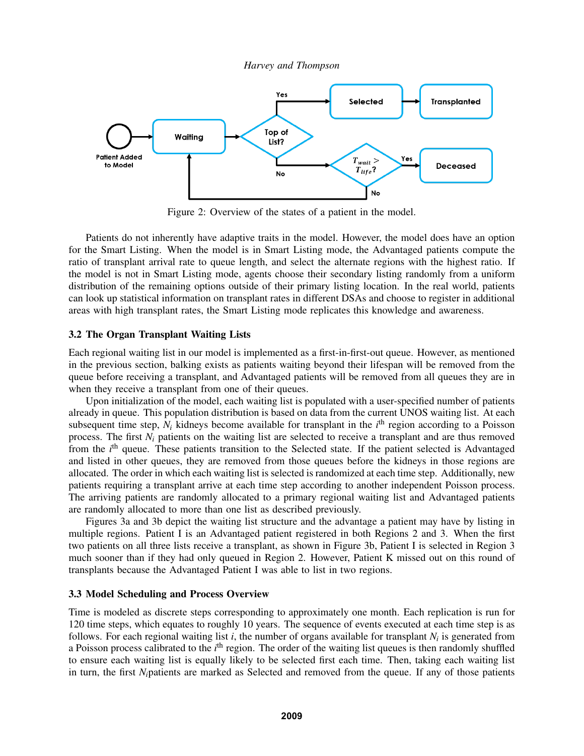Figure 2: Overview of the states of a patient in the model.

Patients do not inherently have adaptive traits in the model. However, the model does have an option for the Smart Listing. When the model is in Smart Listing mode, the Advantaged patients compute the ratio of transplant arrival rate to queue length, and select the alternate regions with the highest ratio. If the model is not in Smart Listing mode, agents choose their secondary listing randomly from a uniform distribution of the remaining options outside of their primary listing location. In the real world, patients can look up statistical information on transplant rates in different DSAs and choose to register in additional areas with high transplant rates, the Smart Listing mode replicates this knowledge and awareness.

### 3.2 The Organ Transplant Waiting Lists

Each regional waiting list in our model is implemented as a first-in-first-out queue. However, as mentioned in the previous section, balking exists as patients waiting beyond their lifespan will be removed from the queue before receiving a transplant, and Advantaged patients will be removed from all queues they are in when they receive a transplant from one of their queues.

Upon initialization of the model, each waiting list is populated with a user-specified number of patients already in queue. This population distribution is based on data from the current UNOS waiting list. At each subsequent time step, $N_i$ kidneys become available for transplant in the $i^{\text{th}}$ region according to a Poisson process. The first $N_i$ patients on the waiting list are selected to receive a transplant and are thus removed from the $i^{\text{th}}$ queue. These patients transition to the Selected state. If the patient selected is Advantaged and listed in other queues, they are removed from those queues before the kidneys in those regions are allocated. The order in which each waiting list is selected is randomized at each time step. Additionally, new patients requiring a transplant arrive at each time step according to another independent Poisson process. The arriving patients are randomly allocated to a primary regional waiting list and Advantaged patients are randomly allocated to more than one list as described previously.

Figures 3a and 3b depict the waiting list structure and the advantage a patient may have by listing in multiple regions. Patient I is an Advantaged patient registered in both Regions 2 and 3. When the first two patients on all three lists receive a transplant, as shown in Figure 3b, Patient I is selected in Region 3 much sooner than if they had only queued in Region 2. However, Patient K missed out on this round of transplants because the Advantaged Patient I was able to list in two regions.

### 3.3 Model Scheduling and Process Overview

Time is modeled as discrete steps corresponding to approximately one month. Each replication is run for 120 time steps, which equates to roughly 10 years. The sequence of events executed at each time step is as follows. For each regional waiting list $i$, the number of organs available for transplant $N_i$ is generated from a Poisson process calibrated to the $i^{\text{th}}$ region. The order of the waiting list queues is then randomly shuffled to ensure each waiting list is equally likely to be selected first each time. Then, taking each waiting list in turn, the first $N_i$patients are marked as Selected and removed from the queue. If any of those patients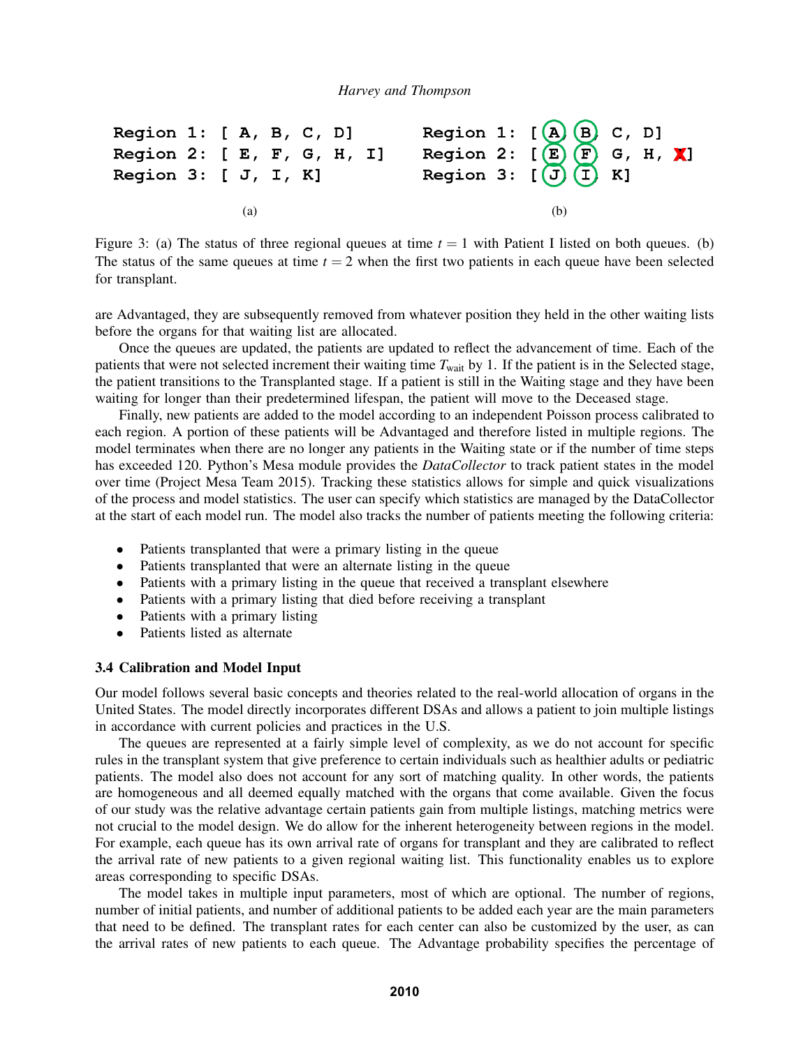```
Region 1: [ A, B, C, D]
Region 2: [ E, F, G, H, I]
Region 3: [ J, I, K]
```

(a)

```
Region 1: [ A, B, C, D]
Region 2: [ E, F, G, H, X]
Region 3: [ J, I, K]
```

(b)

Figure 3: (a) The status of three regional queues at time $t = 1$ with Patient I listed on both queues. (b) The status of the same queues at time $t = 2$ when the first two patients in each queue have been selected for transplant.

are Advantaged, they are subsequently removed from whatever position they held in the other waiting lists before the organs for that waiting list are allocated.

Once the queues are updated, the patients are updated to reflect the advancement of time. Each of the patients that were not selected increment their waiting time $T_{\text{wait}}$ by 1. If the patient is in the Selected stage, the patient transitions to the Transplanted stage. If a patient is still in the Waiting stage and they have been waiting for longer than their predetermined lifespan, the patient will move to the Deceased stage.

Finally, new patients are added to the model according to an independent Poisson process calibrated to each region. A portion of these patients will be Advantaged and therefore listed in multiple regions. The model terminates when there are no longer any patients in the Waiting state or if the number of time steps has exceeded 120. Python's Mesa module provides the *DataCollector* to track patient states in the model over time (Project Mesa Team 2015). Tracking these statistics allows for simple and quick visualizations of the process and model statistics. The user can specify which statistics are managed by the DataCollector at the start of each model run. The model also tracks the number of patients meeting the following criteria:

- Patients transplanted that were a primary listing in the queue
- Patients transplanted that were an alternate listing in the queue
- Patients with a primary listing in the queue that received a transplant elsewhere
- Patients with a primary listing that died before receiving a transplant
- Patients with a primary listing
- Patients listed as alternate

### 3.4 Calibration and Model Input

Our model follows several basic concepts and theories related to the real-world allocation of organs in the United States. The model directly incorporates different DSAs and allows a patient to join multiple listings in accordance with current policies and practices in the U.S.

The queues are represented at a fairly simple level of complexity, as we do not account for specific rules in the transplant system that give preference to certain individuals such as healthier adults or pediatric patients. The model also does not account for any sort of matching quality. In other words, the patients are homogeneous and all deemed equally matched with the organs that come available. Given the focus of our study was the relative advantage certain patients gain from multiple listings, matching metrics were not crucial to the model design. We do allow for the inherent heterogeneity between regions in the model. For example, each queue has its own arrival rate of organs for transplant and they are calibrated to reflect the arrival rate of new patients to a given regional waiting list. This functionality enables us to explore areas corresponding to specific DSAs.

The model takes in multiple input parameters, most of which are optional. The number of regions, number of initial patients, and number of additional patients to be added each year are the main parameters that need to be defined. The transplant rates for each center can also be customized by the user, as can the arrival rates of new patients to each queue. The Advantage probability specifies the percentage of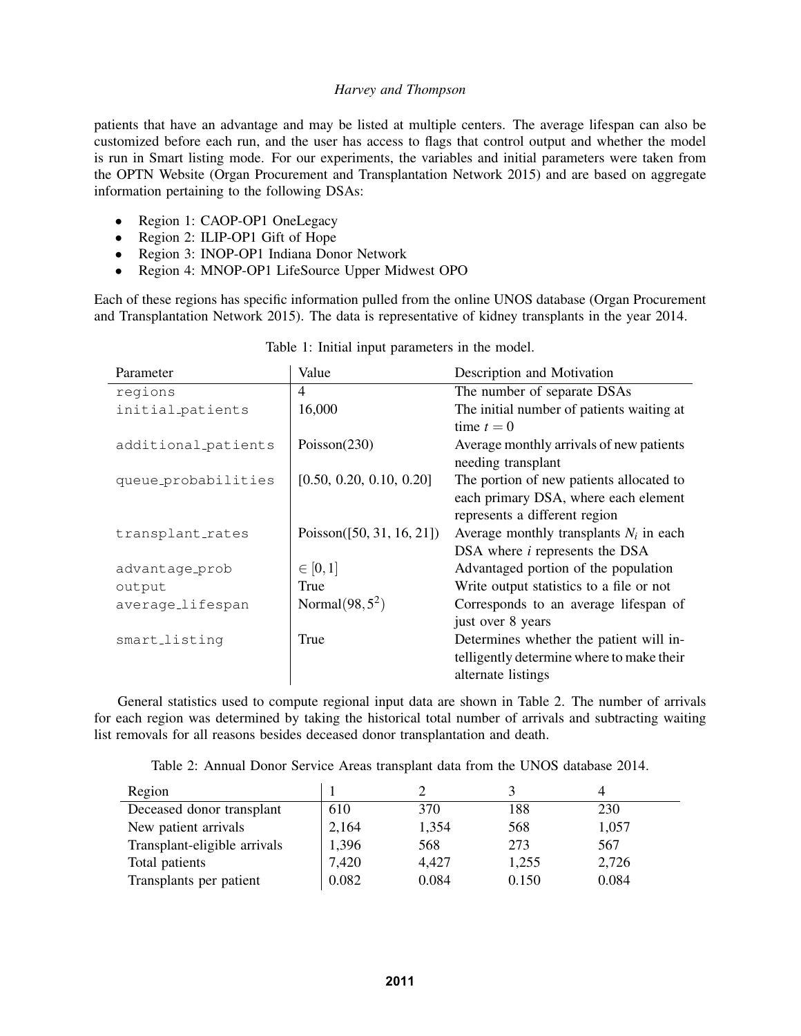patients that have an advantage and may be listed at multiple centers. The average lifespan can also be customized before each run, and the user has access to flags that control output and whether the model is run in Smart listing mode. For our experiments, the variables and initial parameters were taken from the OPTN Website (Organ Procurement and Transplantation Network 2015) and are based on aggregate information pertaining to the following DSAs:

- Region 1: CAOP-OP1 OneLegacy
- Region 2: ILIP-OP1 Gift of Hope
- Region 3: INOP-OP1 Indiana Donor Network
- Region 4: MNOP-OP1 LifeSource Upper Midwest OPO

Each of these regions has specific information pulled from the online UNOS database (Organ Procurement and Transplantation Network 2015). The data is representative of kidney transplants in the year 2014.

Table 1: Initial input parameters in the model.

| Parameter | Value | Description and Motivation |
|---|---|---|
| `regions` | 4 | The number of separate DSAs |
| `initial_patients` | 16,000 | The initial number of patients waiting at time $t = 0$ |
| `additional_patients` | Poisson(230) | Average monthly arrivals of new patients needing transplant |
| `queue_probabilities` | [0.50, 0.20, 0.10, 0.20] | The portion of new patients allocated to each primary DSA, where each element represents a different region |
| `transplant_rates` | Poisson([50, 31, 16, 21]) | Average monthly transplants $N_i$ in each DSA where $i$ represents the DSA |
| `advantage_prob` | $\in [0,1]$ | Advantaged portion of the population |
| `output` | True | Write output statistics to a file or not |
| `average_lifespan` | Normal$(98, 5^2)$ | Corresponds to an average lifespan of just over 8 years |
| `smart_listing` | True | Determines whether the patient will intelligently determine where to make their alternate listings |

General statistics used to compute regional input data are shown in Table 2. The number of arrivals for each region was determined by taking the historical total number of arrivals and subtracting waiting list removals for all reasons besides deceased donor transplantation and death.

Table 2: Annual Donor Service Areas transplant data from the UNOS database 2014.

| Region | 1 | 2 | 3 | 4 |
|---|---|---|---|---|
| Deceased donor transplant | 610 | 370 | 188 | 230 |
| New patient arrivals | 2,164 | 1,354 | 568 | 1,057 |
| Transplant-eligible arrivals | 1,396 | 568 | 273 | 567 |
| Total patients | 7,420 | 4,427 | 1,255 | 2,726 |
| Transplants per patient | 0.082 | 0.084 | 0.150 | 0.084 |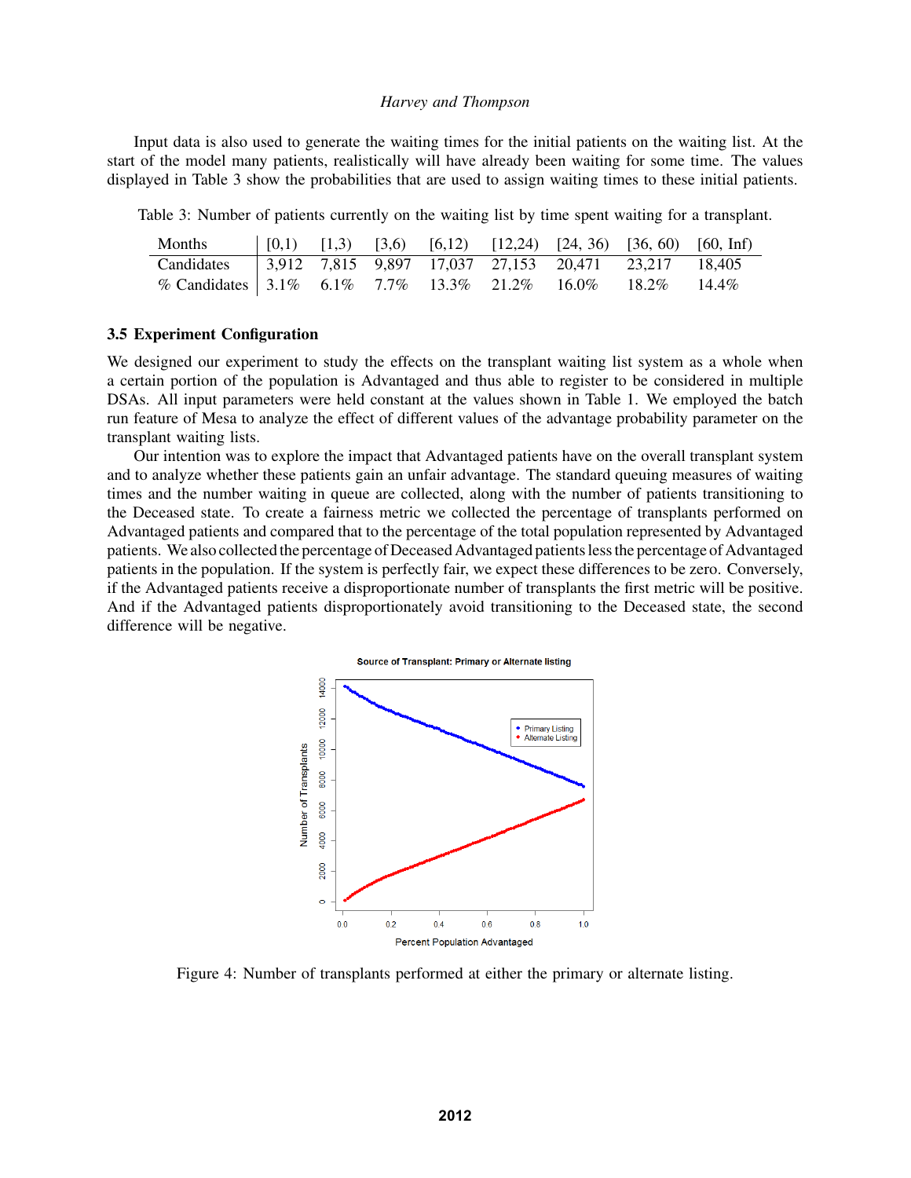Input data is also used to generate the waiting times for the initial patients on the waiting list. At the start of the model many patients, realistically will have already been waiting for some time. The values displayed in Table 3 show the probabilities that are used to assign waiting times to these initial patients.

Table 3: Number of patients currently on the waiting list by time spent waiting for a transplant.

| Months | [0,1) | [1,3) | [3,6) | [6,12) | [12,24) | [24, 36) | [36, 60) | [60, Inf) |
|---|---|---|---|---|---|---|---|---|
| Candidates | 3,912 | 7,815 | 9,897 | 17,037 | 27,153 | 20,471 | 23,217 | 18,405 |
| % Candidates | 3.1% | 6.1% | 7.7% | 13.3% | 21.2% | 16.0% | 18.2% | 14.4% |

### 3.5 Experiment Configuration

We designed our experiment to study the effects on the transplant waiting list system as a whole when a certain portion of the population is Advantaged and thus able to register to be considered in multiple DSAs. All input parameters were held constant at the values shown in Table 1. We employed the batch run feature of Mesa to analyze the effect of different values of the advantage probability parameter on the transplant waiting lists.

Our intention was to explore the impact that Advantaged patients have on the overall transplant system and to analyze whether these patients gain an unfair advantage. The standard queuing measures of waiting times and the number waiting in queue are collected, along with the number of patients transitioning to the Deceased state. To create a fairness metric we collected the percentage of transplants performed on Advantaged patients and compared that to the percentage of the total population represented by Advantaged patients. We also collected the percentage of Deceased Advantaged patients less the percentage of Advantaged patients in the population. If the system is perfectly fair, we expect these differences to be zero. Conversely, if the Advantaged patients receive a disproportionate number of transplants the first metric will be positive. And if the Advantaged patients disproportionately avoid transitioning to the Deceased state, the second difference will be negative.

Figure 4: Number of transplants performed at either the primary or alternate listing.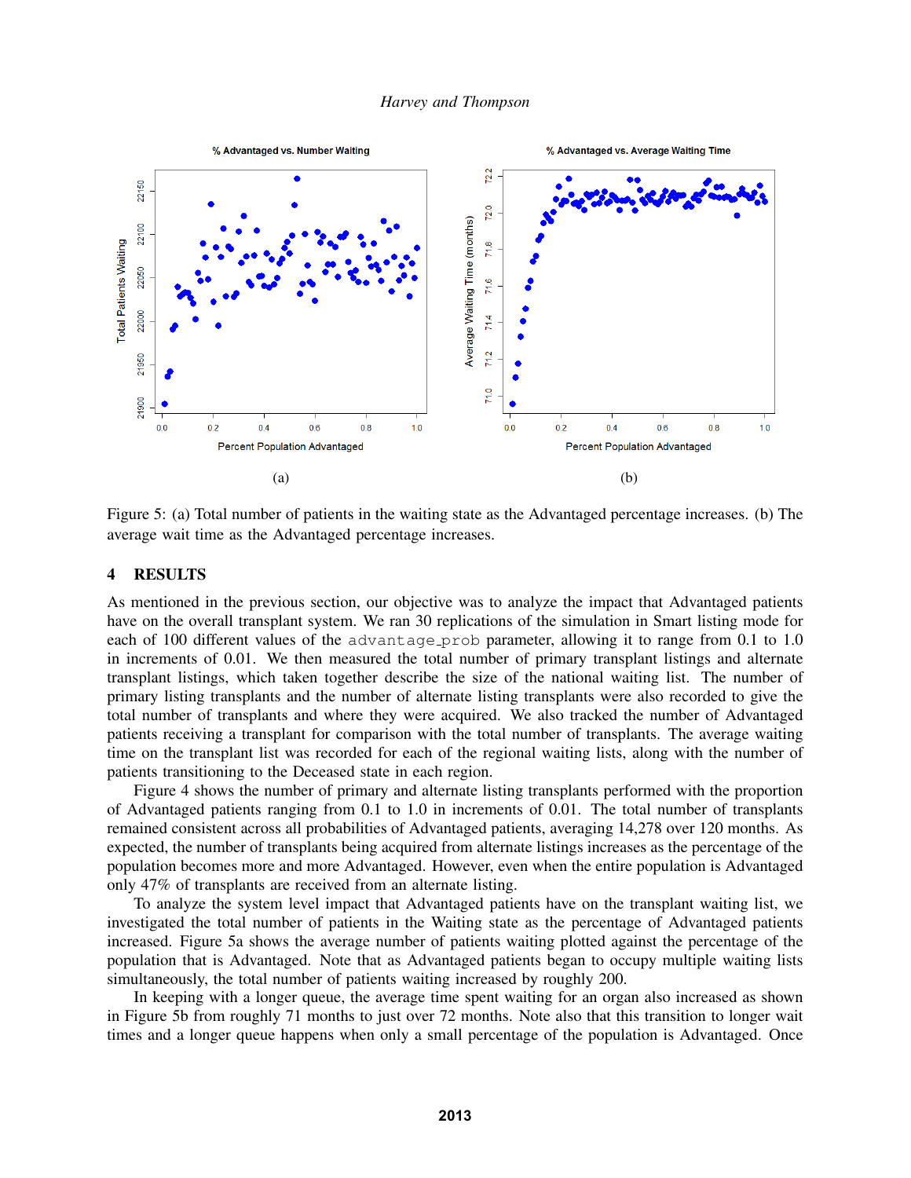Figure 5: (a) Total number of patients in the waiting state as the Advantaged percentage increases. (b) The average wait time as the Advantaged percentage increases.

## 4 RESULTS

As mentioned in the previous section, our objective was to analyze the impact that Advantaged patients have on the overall transplant system. We ran 30 replications of the simulation in Smart listing mode for each of 100 different values of the `advantage_prob` parameter, allowing it to range from 0.1 to 1.0 in increments of 0.01. We then measured the total number of primary transplant listings and alternate transplant listings, which taken together describe the size of the national waiting list. The number of primary listing transplants and the number of alternate listing transplants were also recorded to give the total number of transplants and where they were acquired. We also tracked the number of Advantaged patients receiving a transplant for comparison with the total number of transplants. The average waiting time on the transplant list was recorded for each of the regional waiting lists, along with the number of patients transitioning to the Deceased state in each region.

Figure 4 shows the number of primary and alternate listing transplants performed with the proportion of Advantaged patients ranging from 0.1 to 1.0 in increments of 0.01. The total number of transplants remained consistent across all probabilities of Advantaged patients, averaging 14,278 over 120 months. As expected, the number of transplants being acquired from alternate listings increases as the percentage of the population becomes more and more Advantaged. However, even when the entire population is Advantaged only 47% of transplants are received from an alternate listing.

To analyze the system level impact that Advantaged patients have on the transplant waiting list, we investigated the total number of patients in the Waiting state as the percentage of Advantaged patients increased. Figure 5a shows the average number of patients waiting plotted against the percentage of the population that is Advantaged. Note that as Advantaged patients began to occupy multiple waiting lists simultaneously, the total number of patients waiting increased by roughly 200.

In keeping with a longer queue, the average time spent waiting for an organ also increased as shown in Figure 5b from roughly 71 months to just over 72 months. Note also that this transition to longer wait times and a longer queue happens when only a small percentage of the population is Advantaged. Once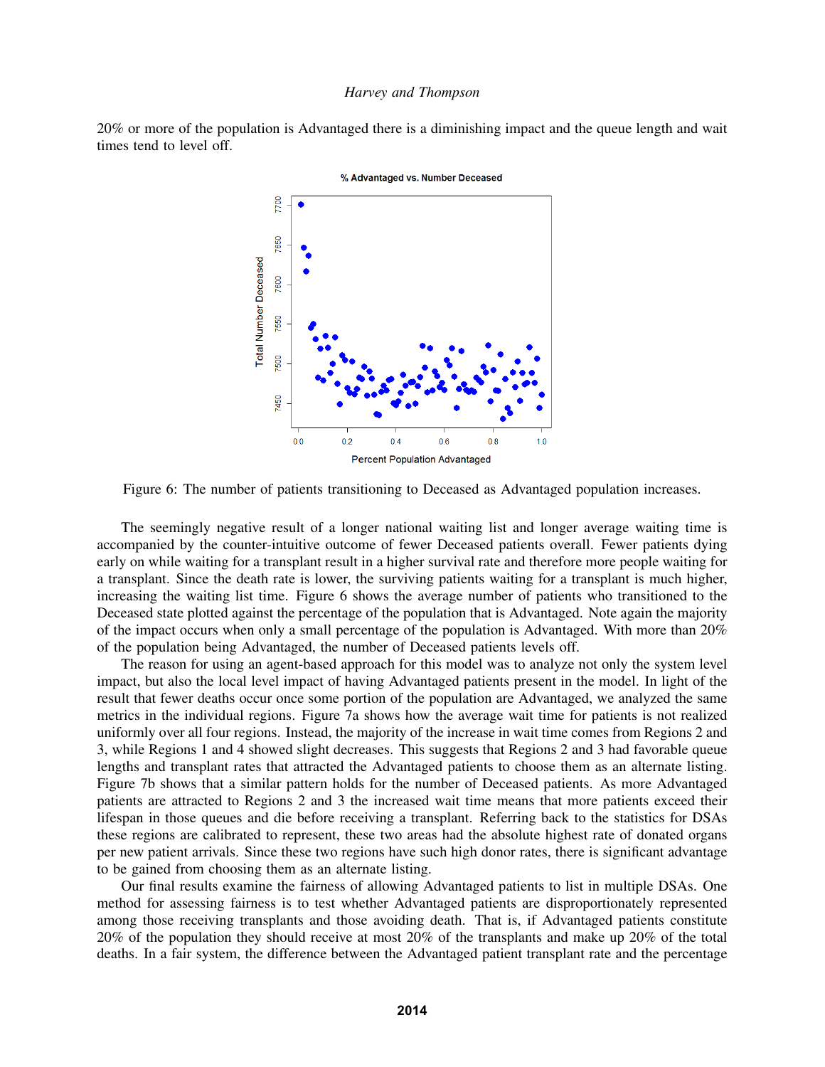20% or more of the population is Advantaged there is a diminishing impact and the queue length and wait times tend to level off.

Figure 6: The number of patients transitioning to Deceased as Advantaged population increases.

The seemingly negative result of a longer national waiting list and longer average waiting time is accompanied by the counter-intuitive outcome of fewer Deceased patients overall. Fewer patients dying early on while waiting for a transplant result in a higher survival rate and therefore more people waiting for a transplant. Since the death rate is lower, the surviving patients waiting for a transplant is much higher, increasing the waiting list time. Figure 6 shows the average number of patients who transitioned to the Deceased state plotted against the percentage of the population that is Advantaged. Note again the majority of the impact occurs when only a small percentage of the population is Advantaged. With more than 20% of the population being Advantaged, the number of Deceased patients levels off.

The reason for using an agent-based approach for this model was to analyze not only the system level impact, but also the local level impact of having Advantaged patients present in the model. In light of the result that fewer deaths occur once some portion of the population are Advantaged, we analyzed the same metrics in the individual regions. Figure 7a shows how the average wait time for patients is not realized uniformly over all four regions. Instead, the majority of the increase in wait time comes from Regions 2 and 3, while Regions 1 and 4 showed slight decreases. This suggests that Regions 2 and 3 had favorable queue lengths and transplant rates that attracted the Advantaged patients to choose them as an alternate listing. Figure 7b shows that a similar pattern holds for the number of Deceased patients. As more Advantaged patients are attracted to Regions 2 and 3 the increased wait time means that more patients exceed their lifespan in those queues and die before receiving a transplant. Referring back to the statistics for DSAs these regions are calibrated to represent, these two areas had the absolute highest rate of donated organs per new patient arrivals. Since these two regions have such high donor rates, there is significant advantage to be gained from choosing them as an alternate listing.

Our final results examine the fairness of allowing Advantaged patients to list in multiple DSAs. One method for assessing fairness is to test whether Advantaged patients are disproportionately represented among those receiving transplants and those avoiding death. That is, if Advantaged patients constitute 20% of the population they should receive at most 20% of the transplants and make up 20% of the total deaths. In a fair system, the difference between the Advantaged patient transplant rate and the percentage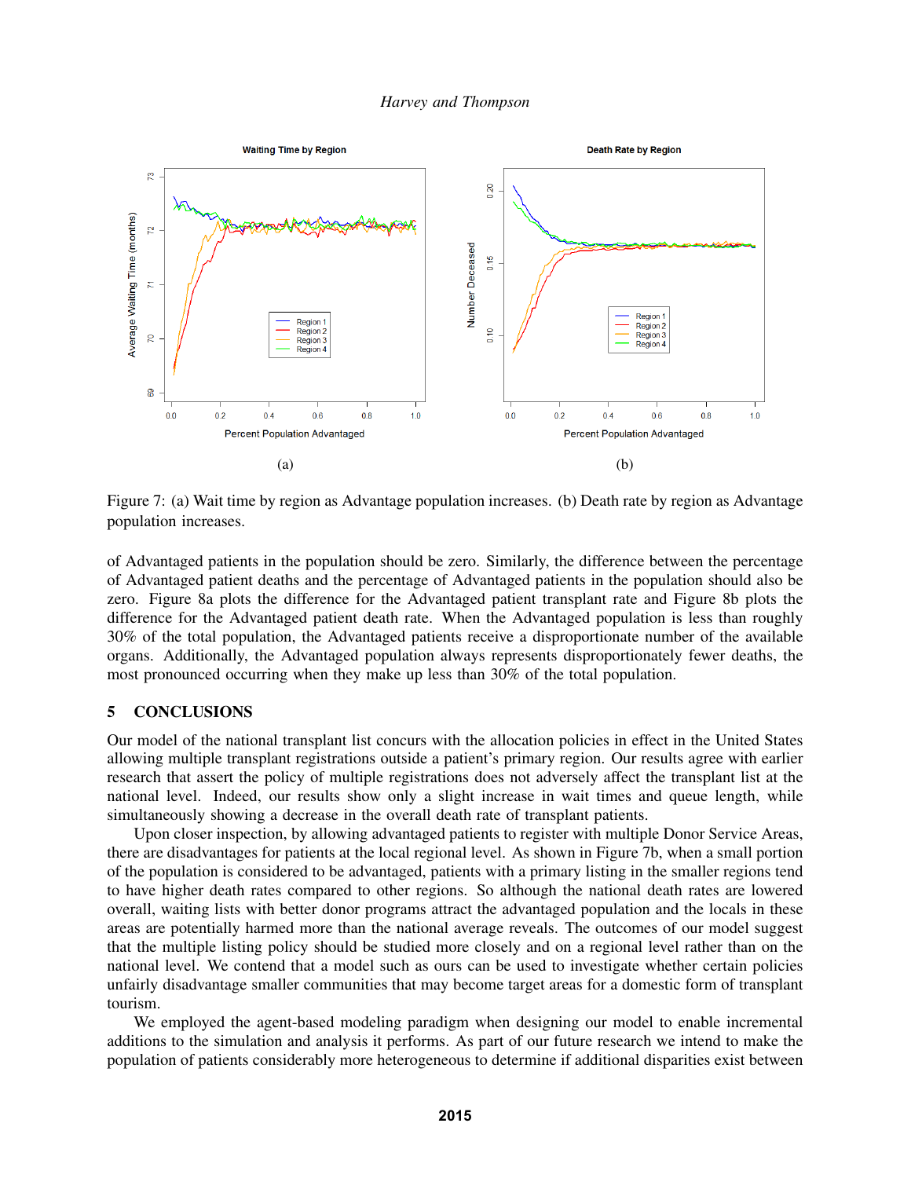Figure 7: (a) Wait time by region as Advantage population increases. (b) Death rate by region as Advantage population increases.

of Advantaged patients in the population should be zero. Similarly, the difference between the percentage of Advantaged patient deaths and the percentage of Advantaged patients in the population should also be zero. Figure 8a plots the difference for the Advantaged patient transplant rate and Figure 8b plots the difference for the Advantaged patient death rate. When the Advantaged population is less than roughly 30% of the total population, the Advantaged patients receive a disproportionate number of the available organs. Additionally, the Advantaged population always represents disproportionately fewer deaths, the most pronounced occurring when they make up less than 30% of the total population.

## 5 CONCLUSIONS

Our model of the national transplant list concurs with the allocation policies in effect in the United States allowing multiple transplant registrations outside a patient's primary region. Our results agree with earlier research that assert the policy of multiple registrations does not adversely affect the transplant list at the national level. Indeed, our results show only a slight increase in wait times and queue length, while simultaneously showing a decrease in the overall death rate of transplant patients.

Upon closer inspection, by allowing advantaged patients to register with multiple Donor Service Areas, there are disadvantages for patients at the local regional level. As shown in Figure 7b, when a small portion of the population is considered to be advantaged, patients with a primary listing in the smaller regions tend to have higher death rates compared to other regions. So although the national death rates are lowered overall, waiting lists with better donor programs attract the advantaged population and the locals in these areas are potentially harmed more than the national average reveals. The outcomes of our model suggest that the multiple listing policy should be studied more closely and on a regional level rather than on the national level. We contend that a model such as ours can be used to investigate whether certain policies unfairly disadvantage smaller communities that may become target areas for a domestic form of transplant tourism.

We employed the agent-based modeling paradigm when designing our model to enable incremental additions to the simulation and analysis it performs. As part of our future research we intend to make the population of patients considerably more heterogeneous to determine if additional disparities exist between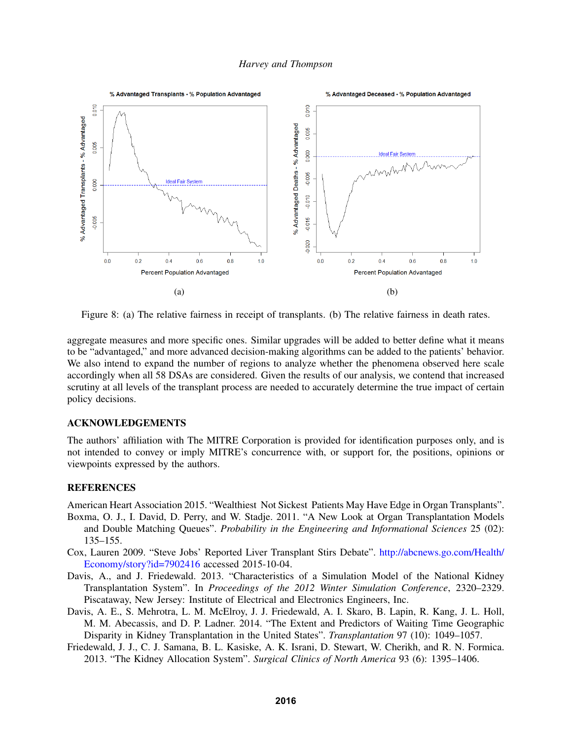Figure 8: (a) The relative fairness in receipt of transplants. (b) The relative fairness in death rates.

aggregate measures and more specific ones. Similar upgrades will be added to better define what it means to be "advantaged," and more advanced decision-making algorithms can be added to the patients' behavior. We also intend to expand the number of regions to analyze whether the phenomena observed here scale accordingly when all 58 DSAs are considered. Given the results of our analysis, we contend that increased scrutiny at all levels of the transplant process are needed to accurately determine the true impact of certain policy decisions.

## ACKNOWLEDGEMENTS

The authors' affiliation with The MITRE Corporation is provided for identification purposes only, and is not intended to convey or imply MITRE's concurrence with, or support for, the positions, opinions or viewpoints expressed by the authors.

## REFERENCES

American Heart Association 2015. "Wealthiest Not Sickest Patients May Have Edge in Organ Transplants".

Boxma, O. J., I. David, D. Perry, and W. Stadje. 2011. "A New Look at Organ Transplantation Models and Double Matching Queues". *Probability in the Engineering and Informational Sciences* 25 (02): 135–155.

Cox, Lauren 2009. "Steve Jobs' Reported Liver Transplant Stirs Debate". http://abcnews.go.com/Health/Economy/story?id=7902416 accessed 2015-10-04.

Davis, A., and J. Friedewald. 2013. "Characteristics of a Simulation Model of the National Kidney Transplantation System". In *Proceedings of the 2012 Winter Simulation Conference*, 2320–2329. Piscataway, New Jersey: Institute of Electrical and Electronics Engineers, Inc.

Davis, A. E., S. Mehrotra, L. M. McElroy, J. J. Friedewald, A. I. Skaro, B. Lapin, R. Kang, J. L. Holl, M. M. Abecassis, and D. P. Ladner. 2014. "The Extent and Predictors of Waiting Time Geographic Disparity in Kidney Transplantation in the United States". *Transplantation* 97 (10): 1049–1057.

Friedewald, J. J., C. J. Samana, B. L. Kasiske, A. K. Israni, D. Stewart, W. Cherikh, and R. N. Formica. 2013. "The Kidney Allocation System". *Surgical Clinics of North America* 93 (6): 1395–1406.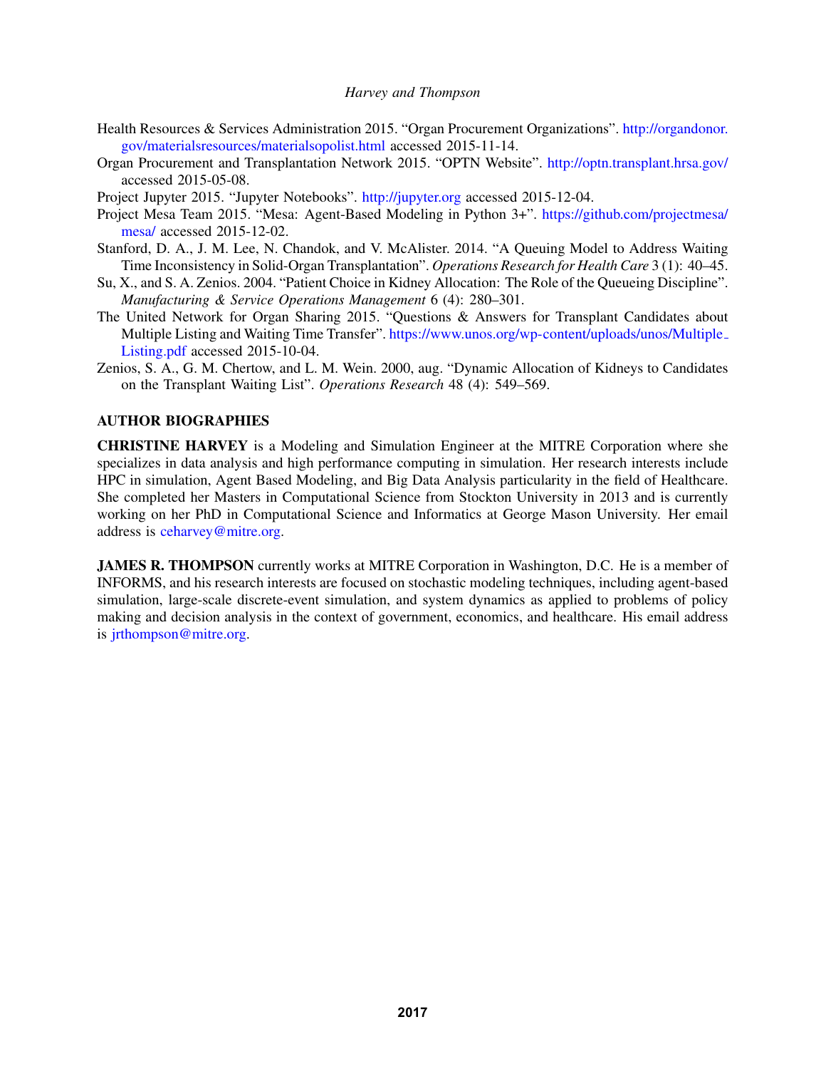Health Resources & Services Administration 2015. "Organ Procurement Organizations". http://organdonor.gov/materialsresources/materialsopolist.html accessed 2015-11-14.

Organ Procurement and Transplantation Network 2015. "OPTN Website". http://optn.transplant.hrsa.gov/ accessed 2015-05-08.

Project Jupyter 2015. "Jupyter Notebooks". http://jupyter.org accessed 2015-12-04.

Project Mesa Team 2015. "Mesa: Agent-Based Modeling in Python 3+". https://github.com/projectmesa/mesa/ accessed 2015-12-02.

Stanford, D. A., J. M. Lee, N. Chandok, and V. McAlister. 2014. "A Queuing Model to Address Waiting Time Inconsistency in Solid-Organ Transplantation". *Operations Research for Health Care* 3 (1): 40–45.

Su, X., and S. A. Zenios. 2004. "Patient Choice in Kidney Allocation: The Role of the Queueing Discipline". *Manufacturing & Service Operations Management* 6 (4): 280–301.

The United Network for Organ Sharing 2015. "Questions & Answers for Transplant Candidates about Multiple Listing and Waiting Time Transfer". https://www.unos.org/wp-content/uploads/unos/Multiple_Listing.pdf accessed 2015-10-04.

Zenios, S. A., G. M. Chertow, and L. M. Wein. 2000, aug. "Dynamic Allocation of Kidneys to Candidates on the Transplant Waiting List". *Operations Research* 48 (4): 549–569.

## AUTHOR BIOGRAPHIES

**CHRISTINE HARVEY** is a Modeling and Simulation Engineer at the MITRE Corporation where she specializes in data analysis and high performance computing in simulation. Her research interests include HPC in simulation, Agent Based Modeling, and Big Data Analysis particularity in the field of Healthcare. She completed her Masters in Computational Science from Stockton University in 2013 and is currently working on her PhD in Computational Science and Informatics at George Mason University. Her email address is ceharvey@mitre.org.

**JAMES R. THOMPSON** currently works at MITRE Corporation in Washington, D.C. He is a member of INFORMS, and his research interests are focused on stochastic modeling techniques, including agent-based simulation, large-scale discrete-event simulation, and system dynamics as applied to problems of policy making and decision analysis in the context of government, economics, and healthcare. His email address is jrthompson@mitre.org.